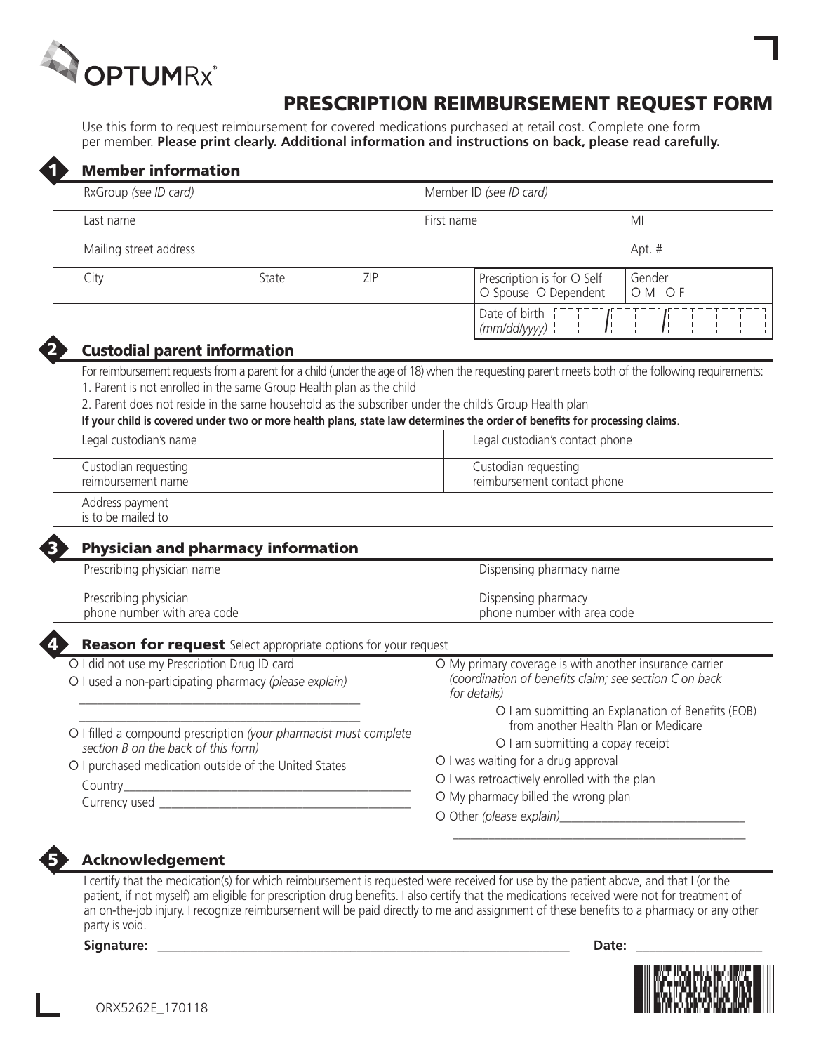# PRESCRIPTION REIMBURSEMENT REQUEST FORM

OPTUMRx®

Use this form to request reimbursement for covered medications purchased at retail cost. Complete one form per member. **Please print clearly. Additional information and instructions on back, please read carefully.**

## 1 Member information

| | | | |
|---|---|---|---|
| RxGroup *(see ID card)* | | Member ID *(see ID card)* | |
| Last name | | First name | MI |
| Mailing street address | | | Apt. # |
| City | State | ZIP | Prescription is for O Self O Spouse O Dependent |
| | | | Gender O M O F |
| | | | Date of birth *(mm/dd/yyyy)* __ __ / __ __ / __ __ __ __ |

## 2 Custodial parent information

For reimbursement requests from a parent for a child (under the age of 18) when the requesting parent meets both of the following requirements:

1. Parent is not enrolled in the same Group Health plan as the child
2. Parent does not reside in the same household as the subscriber under the child's Group Health plan

**If your child is covered under two or more health plans, state law determines the order of benefits for processing claims**.

| | |
|---|---|
| Legal custodian's name | Legal custodian's contact phone |
| Custodian requesting reimbursement name | Custodian requesting reimbursement contact phone |
| Address payment is to be mailed to | |

## 3 Physician and pharmacy information

| | |
|---|---|
| Prescribing physician name | Dispensing pharmacy name |
| Prescribing physician phone number with area code | Dispensing pharmacy phone number with area code |

## 4 Reason for request Select appropriate options for your request

O I did not use my Prescription Drug ID card

O I used a non-participating pharmacy *(please explain)*

_______________________________________________

_______________________________________________

O I filled a compound prescription *(your pharmacist must complete section B on the back of this form)*

O I purchased medication outside of the United States

Country_______________________________________________

Currency used ________________________________________

O My primary coverage is with another insurance carrier *(coordination of benefits claim; see section C on back for details)*

- O I am submitting an Explanation of Benefits (EOB) from another Health Plan or Medicare
- O I am submitting a copay receipt

O I was waiting for a drug approval

O I was retroactively enrolled with the plan

O My pharmacy billed the wrong plan

O Other *(please explain)*______________________________

_______________________________________________

## 5 Acknowledgement

I certify that the medication(s) for which reimbursement is requested were received for use by the patient above, and that I (or the patient, if not myself) am eligible for prescription drug benefits. I also certify that the medications received were not for treatment of an on-the-job injury. I recognize reimbursement will be paid directly to me and assignment of these benefits to a pharmacy or any other party is void.

**Signature:** _______________________________________________ **Date:** ____________________

ORX5262E_170118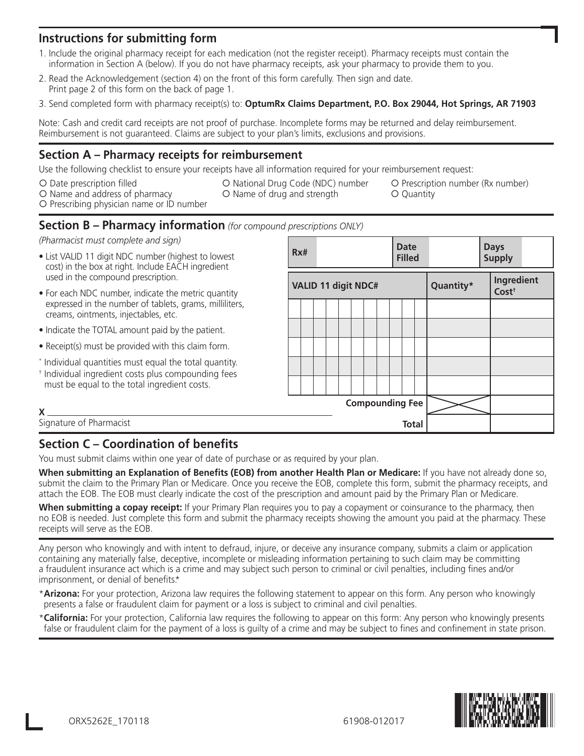## Instructions for submitting form

1. Include the original pharmacy receipt for each medication (not the register receipt). Pharmacy receipts must contain the information in Section A (below). If you do not have pharmacy receipts, ask your pharmacy to provide them to you.
2. Read the Acknowledgement (section 4) on the front of this form carefully. Then sign and date. Print page 2 of this form on the back of page 1.
3. Send completed form with pharmacy receipt(s) to: **OptumRx Claims Department, P.O. Box 29044, Hot Springs, AR 71903**

Note: Cash and credit card receipts are not proof of purchase. Incomplete forms may be returned and delay reimbursement. Reimbursement is not guaranteed. Claims are subject to your plan's limits, exclusions and provisions.

## Section A – Pharmacy receipts for reimbursement

Use the following checklist to ensure your receipts have all information required for your reimbursement request:

- ○ Date prescription filled
- ○ Name and address of pharmacy
- ○ Prescribing physician name or ID number
- ○ National Drug Code (NDC) number
- ○ Name of drug and strength
- ○ Prescription number (Rx number)
- ○ Quantity

## Section B – Pharmacy information *(for compound prescriptions ONLY)*

*(Pharmacist must complete and sign)*

- List VALID 11 digit NDC number (highest to lowest cost) in the box at right. Include EACH ingredient used in the compound prescription.
- For each NDC number, indicate the metric quantity expressed in the number of tablets, grams, milliliters, creams, ointments, injectables, etc.
- Indicate the TOTAL amount paid by the patient.
- Receipt(s) must be provided with this claim form.

\* Individual quantities must equal the total quantity.
† Individual ingredient costs plus compounding fees must be equal to the total ingredient costs.

| Rx# | | Date Filled | | Days Supply | |
|---|---|---|---|---|---|

| VALID 11 digit NDC# | Quantity* | Ingredient Cost† |
|---|---|---|
| | | |
| | | |
| | | |
| | | |
| | | |
| Compounding Fee | | |
| Total | | |

X ______________________________
Signature of Pharmacist

## Section C – Coordination of benefits

You must submit claims within one year of date of purchase or as required by your plan.

**When submitting an Explanation of Benefits (EOB) from another Health Plan or Medicare:** If you have not already done so, submit the claim to the Primary Plan or Medicare. Once you receive the EOB, complete this form, submit the pharmacy receipts, and attach the EOB. The EOB must clearly indicate the cost of the prescription and amount paid by the Primary Plan or Medicare.

**When submitting a copay receipt:** If your Primary Plan requires you to pay a copayment or coinsurance to the pharmacy, then no EOB is needed. Just complete this form and submit the pharmacy receipts showing the amount you paid at the pharmacy. These receipts will serve as the EOB.

Any person who knowingly and with intent to defraud, injure, or deceive any insurance company, submits a claim or application containing any materially false, deceptive, incomplete or misleading information pertaining to such claim may be committing a fraudulent insurance act which is a crime and may subject such person to criminal or civil penalties, including fines and/or imprisonment, or denial of benefits.*

\***Arizona:** For your protection, Arizona law requires the following statement to appear on this form. Any person who knowingly presents a false or fraudulent claim for payment or a loss is subject to criminal and civil penalties.

\***California:** For your protection, California law requires the following to appear on this form: Any person who knowingly presents false or fraudulent claim for the payment of a loss is guilty of a crime and may be subject to fines and confinement in state prison.

ORX5262E_170118 61908-012017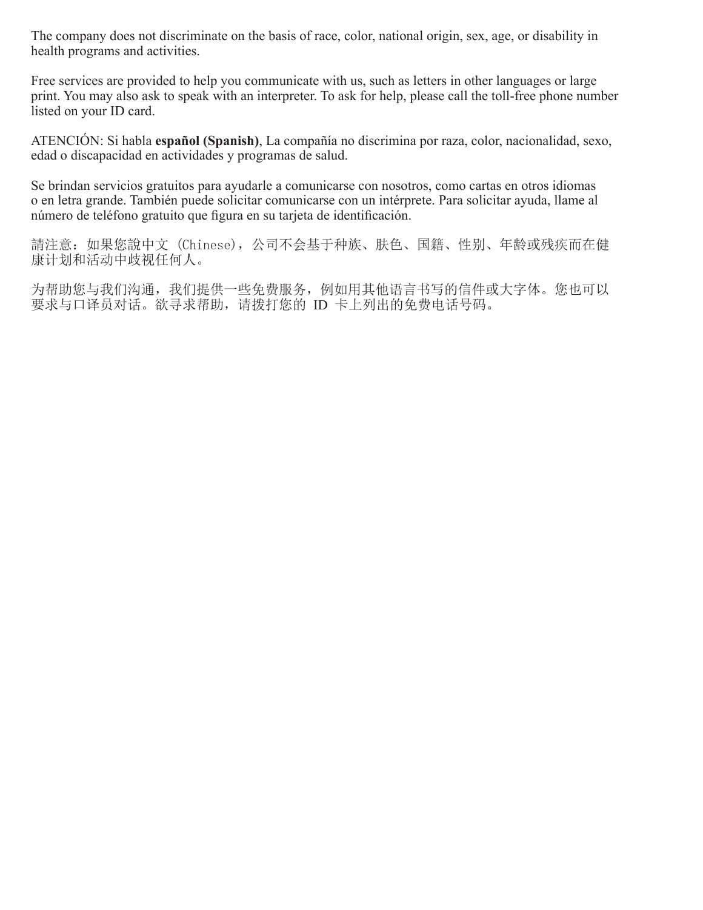The company does not discriminate on the basis of race, color, national origin, sex, age, or disability in health programs and activities.

Free services are provided to help you communicate with us, such as letters in other languages or large print. You may also ask to speak with an interpreter. To ask for help, please call the toll-free phone number listed on your ID card.

ATENCIÓN: Si habla **español (Spanish)**, La compañía no discrimina por raza, color, nacionalidad, sexo, edad o discapacidad en actividades y programas de salud.

Se brindan servicios gratuitos para ayudarle a comunicarse con nosotros, como cartas en otros idiomas o en letra grande. También puede solicitar comunicarse con un intérprete. Para solicitar ayuda, llame al número de teléfono gratuito que figura en su tarjeta de identificación.

請注意：如果您說中文 (Chinese)，公司不会基于种族、肤色、国籍、性别、年龄或残疾而在健康计划和活动中歧视任何人。

为帮助您与我们沟通，我们提供一些免费服务，例如用其他语言书写的信件或大字体。您也可以要求与口译员对话。欲寻求帮助，请拨打您的 ID 卡上列出的免费电话号码。